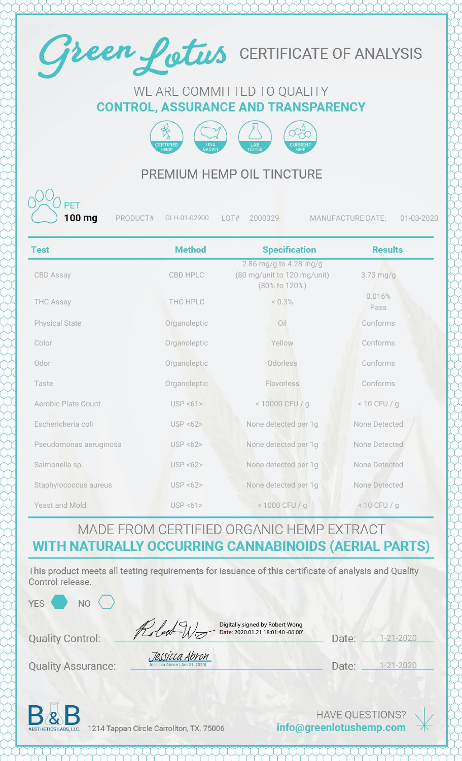# Green Lotus CERTIFICATE OF ANALYSIS

WE ARE COMMITTED TO QUALITY
**CONTROL, ASSURANCE AND TRANSPARENCY**

CERTIFIED HEMP | USA GROWN | LAB TESTED | CURRENT GMP

## PREMIUM HEMP OIL TINCTURE

PET **100 mg** PRODUCT# GLH-01-02900 LOT# 2000329 MANUFACTURE DATE: 01-03-2020

| Test | Method | Specification | Results |
|---|---|---|---|
| CBD Assay | CBD HPLC | 2.86 mg/g to 4.28 mg/g (80 mg/unit to 120 mg/unit) (80% to 120%) | 3.73 mg/g |
| THC Assay | THC HPLC | < 0.3% | 0.016% Pass |
| Physical State | Organoleptic | Oil | Conforms |
| Color | Organoleptic | Yellow | Conforms |
| Odor | Organoleptic | Odorless | Conforms |
| Taste | Organoleptic | Flavorless | Conforms |
| Aerobic Plate Count | USP <61> | < 10000 CFU / g | < 10 CFU / g |
| Eschericheria coli | USP <62> | None detected per 1g | None Detected |
| Pseudomonas aeruginosa | USP <62> | None detected per 1g | None Detected |
| Salmonella sp. | USP <62> | None detected per 1g | None Detected |
| Staphylococcus aureus | USP <62> | None detected per 1g | None Detected |
| Yeast and Mold | USP <61> | < 1000 CFU / g | < 10 CFU / g |

MADE FROM CERTIFIED ORGANIC HEMP EXTRACT
**WITH NATURALLY OCCURRING CANNABINOIDS (AERIAL PARTS)**

This product meets all testing requirements for issuance of this certificate of analysis and Quality Control release.

YES ⬢ NO ⬡

Quality Control: Digitally signed by Robert Wong Date: 2020.01.21 18:01:40 -06'00' Date: 1-21-2020

Quality Assurance: Jessica Abron (Jan 21, 2020) Date: 1-21-2020

B&B AESTHETICS LABS, LLC. 1214 Tappan Circle Carrollton, TX. 75006

HAVE QUESTIONS? **info@greenlotushemp.com**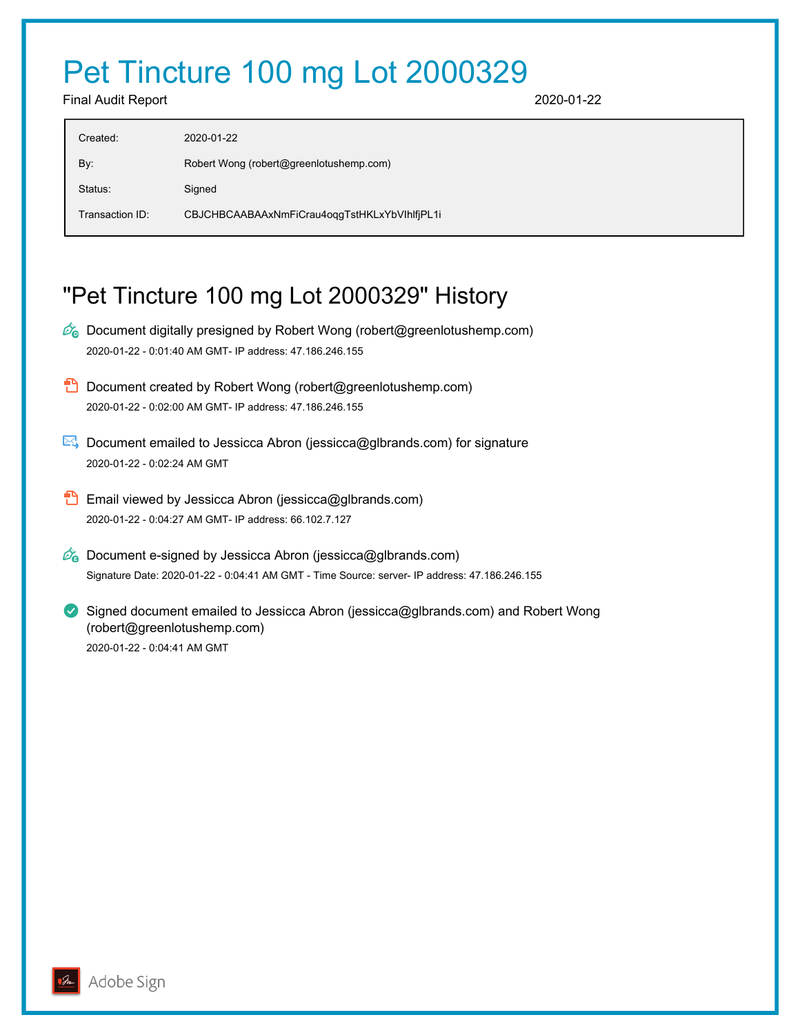# Pet Tincture 100 mg Lot 2000329

Final Audit Report 2020-01-22

| | |
|---|---|
| Created: | 2020-01-22 |
| By: | Robert Wong (robert@greenlotushemp.com) |
| Status: | Signed |
| Transaction ID: | CBJCHBCAABAAxNmFiCrau4oqgTstHKLxYbVIhlfjPL1i |

## "Pet Tincture 100 mg Lot 2000329" History

- Document digitally presigned by Robert Wong (robert@greenlotushemp.com)
  2020-01-22 - 0:01:40 AM GMT- IP address: 47.186.246.155

- Document created by Robert Wong (robert@greenlotushemp.com)
  2020-01-22 - 0:02:00 AM GMT- IP address: 47.186.246.155

- Document emailed to Jessicca Abron (jessicca@glbrands.com) for signature
  2020-01-22 - 0:02:24 AM GMT

- Email viewed by Jessicca Abron (jessicca@glbrands.com)
  2020-01-22 - 0:04:27 AM GMT- IP address: 66.102.7.127

- Document e-signed by Jessicca Abron (jessicca@glbrands.com)
  Signature Date: 2020-01-22 - 0:04:41 AM GMT - Time Source: server- IP address: 47.186.246.155

- Signed document emailed to Jessicca Abron (jessicca@glbrands.com) and Robert Wong (robert@greenlotushemp.com)
  2020-01-22 - 0:04:41 AM GMT

Adobe Sign